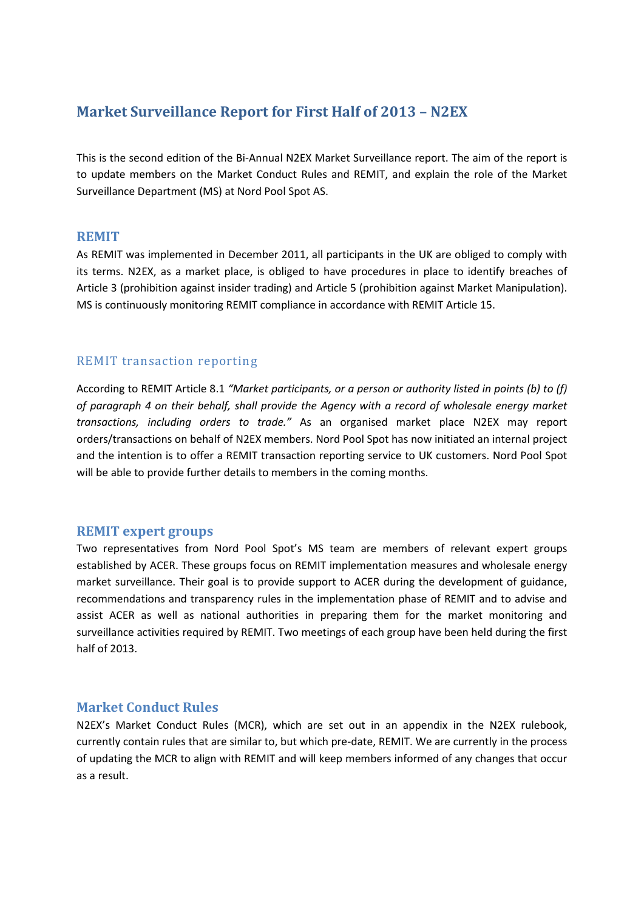# Market Surveillance Report for First Half of 2013 – N2EX

This is the second edition of the Bi-Annual N2EX Market Surveillance report. The aim of the report is to update members on the Market Conduct Rules and REMIT, and explain the role of the Market Surveillance Department (MS) at Nord Pool Spot AS.

## REMIT

As REMIT was implemented in December 2011, all participants in the UK are obliged to comply with its terms. N2EX, as a market place, is obliged to have procedures in place to identify breaches of Article 3 (prohibition against insider trading) and Article 5 (prohibition against Market Manipulation). MS is continuously monitoring REMIT compliance in accordance with REMIT Article 15.

### REMIT transaction reporting

According to REMIT Article 8.1 *"Market participants, or a person or authority listed in points (b) to (f) of paragraph 4 on their behalf, shall provide the Agency with a record of wholesale energy market transactions, including orders to trade."* As an organised market place N2EX may report orders/transactions on behalf of N2EX members. Nord Pool Spot has now initiated an internal project and the intention is to offer a REMIT transaction reporting service to UK customers. Nord Pool Spot will be able to provide further details to members in the coming months.

## REMIT expert groups

Two representatives from Nord Pool Spot's MS team are members of relevant expert groups established by ACER. These groups focus on REMIT implementation measures and wholesale energy market surveillance. Their goal is to provide support to ACER during the development of guidance, recommendations and transparency rules in the implementation phase of REMIT and to advise and assist ACER as well as national authorities in preparing them for the market monitoring and surveillance activities required by REMIT. Two meetings of each group have been held during the first half of 2013.

## Market Conduct Rules

N2EX's Market Conduct Rules (MCR), which are set out in an appendix in the N2EX rulebook, currently contain rules that are similar to, but which pre-date, REMIT. We are currently in the process of updating the MCR to align with REMIT and will keep members informed of any changes that occur as a result.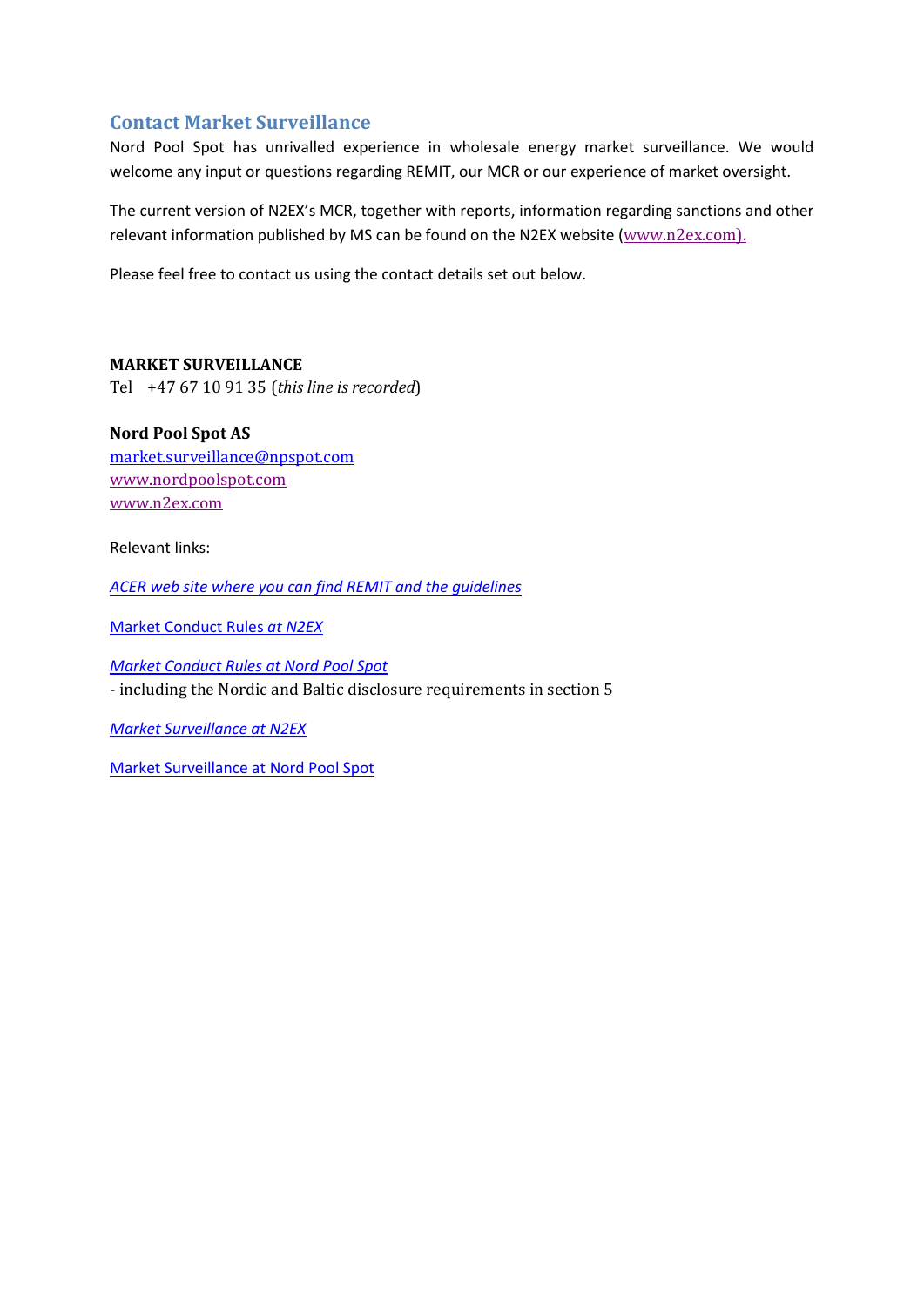## Contact Market Surveillance

Nord Pool Spot has unrivalled experience in wholesale energy market surveillance. We would welcome any input or questions regarding REMIT, our MCR or our experience of market oversight.

The current version of N2EX's MCR, together with reports, information regarding sanctions and other relevant information published by MS can be found on the N2EX website (www.n2ex.com).

Please feel free to contact us using the contact details set out below.

**MARKET SURVEILLANCE**
Tel +47 67 10 91 35 (*this line is recorded*)

**Nord Pool Spot AS**
market.surveillance@npspot.com
www.nordpoolspot.com
www.n2ex.com

Relevant links:

*ACER web site where you can find REMIT and the guidelines*

Market Conduct Rules *at N2EX*

*Market Conduct Rules at Nord Pool Spot*
- including the Nordic and Baltic disclosure requirements in section 5

*Market Surveillance at N2EX*

Market Surveillance at Nord Pool Spot